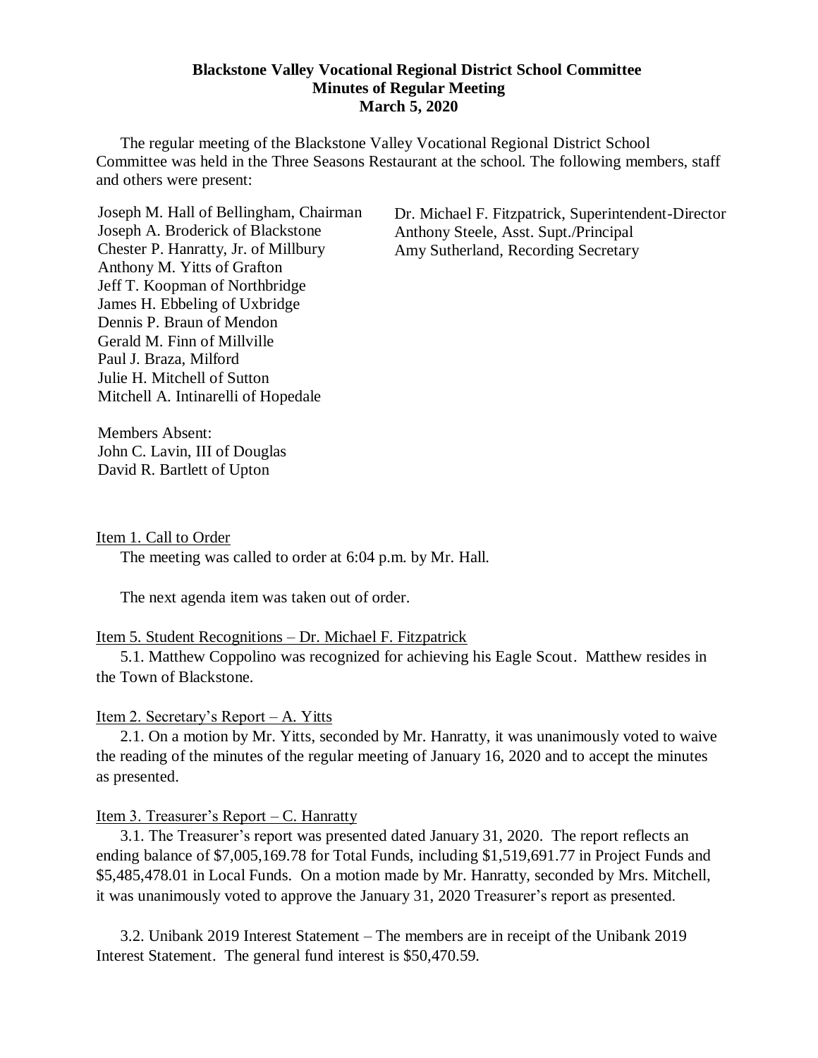**Blackstone Valley Vocational Regional District School Committee**
**Minutes of Regular Meeting**
**March 5, 2020**

The regular meeting of the Blackstone Valley Vocational Regional District School Committee was held in the Three Seasons Restaurant at the school. The following members, staff and others were present:

Joseph M. Hall of Bellingham, Chairman
Joseph A. Broderick of Blackstone
Chester P. Hanratty, Jr. of Millbury
Anthony M. Yitts of Grafton
Jeff T. Koopman of Northbridge
James H. Ebbeling of Uxbridge
Dennis P. Braun of Mendon
Gerald M. Finn of Millville
Paul J. Braza, Milford
Julie H. Mitchell of Sutton
Mitchell A. Intinarelli of Hopedale

Dr. Michael F. Fitzpatrick, Superintendent-Director
Anthony Steele, Asst. Supt./Principal
Amy Sutherland, Recording Secretary

Members Absent:
John C. Lavin, III of Douglas
David R. Bartlett of Upton

Item 1. Call to Order

The meeting was called to order at 6:04 p.m. by Mr. Hall.

The next agenda item was taken out of order.

Item 5. Student Recognitions – Dr. Michael F. Fitzpatrick

5.1. Matthew Coppolino was recognized for achieving his Eagle Scout. Matthew resides in the Town of Blackstone.

Item 2. Secretary's Report – A. Yitts

2.1. On a motion by Mr. Yitts, seconded by Mr. Hanratty, it was unanimously voted to waive the reading of the minutes of the regular meeting of January 16, 2020 and to accept the minutes as presented.

Item 3. Treasurer's Report – C. Hanratty

3.1. The Treasurer's report was presented dated January 31, 2020. The report reflects an ending balance of $7,005,169.78 for Total Funds, including $1,519,691.77 in Project Funds and $5,485,478.01 in Local Funds. On a motion made by Mr. Hanratty, seconded by Mrs. Mitchell, it was unanimously voted to approve the January 31, 2020 Treasurer's report as presented.

3.2. Unibank 2019 Interest Statement – The members are in receipt of the Unibank 2019 Interest Statement. The general fund interest is $50,470.59.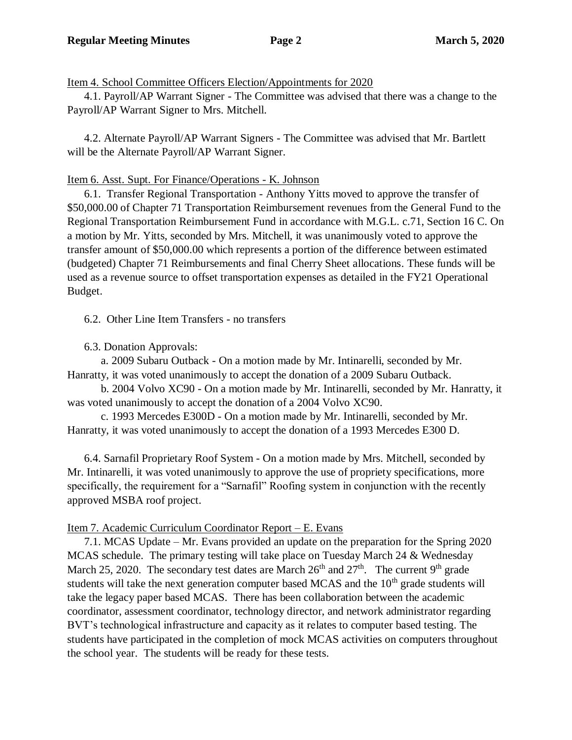Item 4. School Committee Officers Election/Appointments for 2020

4.1. Payroll/AP Warrant Signer - The Committee was advised that there was a change to the Payroll/AP Warrant Signer to Mrs. Mitchell.

4.2. Alternate Payroll/AP Warrant Signers - The Committee was advised that Mr. Bartlett will be the Alternate Payroll/AP Warrant Signer.

Item 6. Asst. Supt. For Finance/Operations - K. Johnson

6.1. Transfer Regional Transportation - Anthony Yitts moved to approve the transfer of $50,000.00 of Chapter 71 Transportation Reimbursement revenues from the General Fund to the Regional Transportation Reimbursement Fund in accordance with M.G.L. c.71, Section 16 C. On a motion by Mr. Yitts, seconded by Mrs. Mitchell, it was unanimously voted to approve the transfer amount of $50,000.00 which represents a portion of the difference between estimated (budgeted) Chapter 71 Reimbursements and final Cherry Sheet allocations. These funds will be used as a revenue source to offset transportation expenses as detailed in the FY21 Operational Budget.

6.2. Other Line Item Transfers - no transfers

6.3. Donation Approvals:

a. 2009 Subaru Outback - On a motion made by Mr. Intinarelli, seconded by Mr. Hanratty, it was voted unanimously to accept the donation of a 2009 Subaru Outback.

b. 2004 Volvo XC90 - On a motion made by Mr. Intinarelli, seconded by Mr. Hanratty, it was voted unanimously to accept the donation of a 2004 Volvo XC90.

c. 1993 Mercedes E300D - On a motion made by Mr. Intinarelli, seconded by Mr. Hanratty, it was voted unanimously to accept the donation of a 1993 Mercedes E300 D.

6.4. Sarnafil Proprietary Roof System - On a motion made by Mrs. Mitchell, seconded by Mr. Intinarelli, it was voted unanimously to approve the use of propriety specifications, more specifically, the requirement for a "Sarnafil" Roofing system in conjunction with the recently approved MSBA roof project.

Item 7. Academic Curriculum Coordinator Report – E. Evans

7.1. MCAS Update – Mr. Evans provided an update on the preparation for the Spring 2020 MCAS schedule. The primary testing will take place on Tuesday March 24 & Wednesday March 25, 2020. The secondary test dates are March 26th and 27th. The current 9th grade students will take the next generation computer based MCAS and the 10th grade students will take the legacy paper based MCAS. There has been collaboration between the academic coordinator, assessment coordinator, technology director, and network administrator regarding BVT's technological infrastructure and capacity as it relates to computer based testing. The students have participated in the completion of mock MCAS activities on computers throughout the school year. The students will be ready for these tests.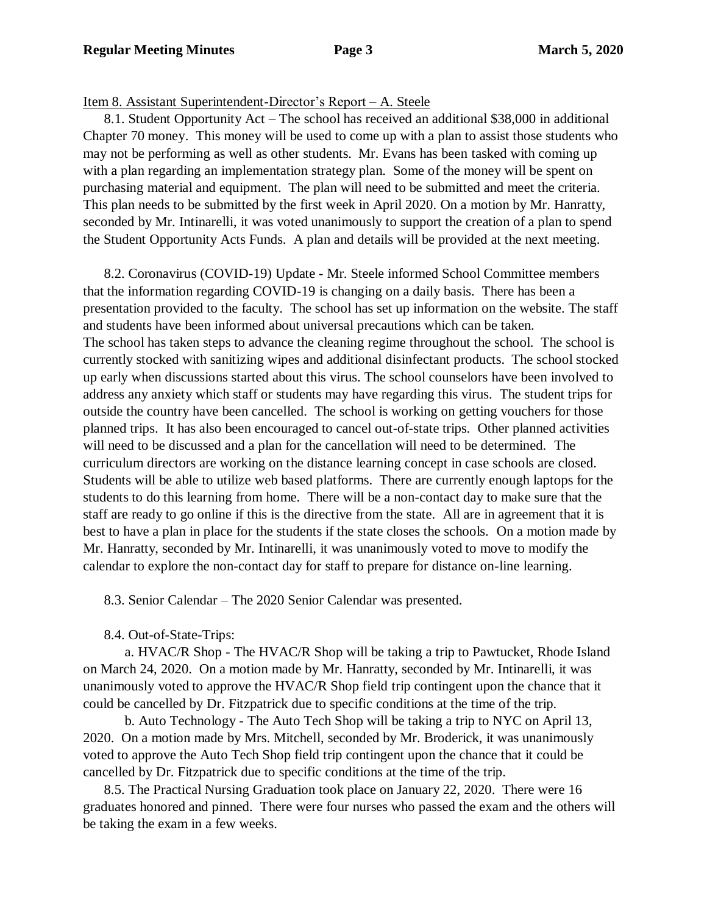Item 8. Assistant Superintendent-Director's Report – A. Steele

8.1. Student Opportunity Act – The school has received an additional $38,000 in additional Chapter 70 money. This money will be used to come up with a plan to assist those students who may not be performing as well as other students. Mr. Evans has been tasked with coming up with a plan regarding an implementation strategy plan. Some of the money will be spent on purchasing material and equipment. The plan will need to be submitted and meet the criteria. This plan needs to be submitted by the first week in April 2020. On a motion by Mr. Hanratty, seconded by Mr. Intinarelli, it was voted unanimously to support the creation of a plan to spend the Student Opportunity Acts Funds. A plan and details will be provided at the next meeting.

8.2. Coronavirus (COVID-19) Update - Mr. Steele informed School Committee members that the information regarding COVID-19 is changing on a daily basis. There has been a presentation provided to the faculty. The school has set up information on the website. The staff and students have been informed about universal precautions which can be taken. The school has taken steps to advance the cleaning regime throughout the school. The school is currently stocked with sanitizing wipes and additional disinfectant products. The school stocked up early when discussions started about this virus. The school counselors have been involved to address any anxiety which staff or students may have regarding this virus. The student trips for outside the country have been cancelled. The school is working on getting vouchers for those planned trips. It has also been encouraged to cancel out-of-state trips. Other planned activities will need to be discussed and a plan for the cancellation will need to be determined. The curriculum directors are working on the distance learning concept in case schools are closed. Students will be able to utilize web based platforms. There are currently enough laptops for the students to do this learning from home. There will be a non-contact day to make sure that the staff are ready to go online if this is the directive from the state. All are in agreement that it is best to have a plan in place for the students if the state closes the schools. On a motion made by Mr. Hanratty, seconded by Mr. Intinarelli, it was unanimously voted to move to modify the calendar to explore the non-contact day for staff to prepare for distance on-line learning.

8.3. Senior Calendar – The 2020 Senior Calendar was presented.

8.4. Out-of-State-Trips:

a. HVAC/R Shop - The HVAC/R Shop will be taking a trip to Pawtucket, Rhode Island on March 24, 2020. On a motion made by Mr. Hanratty, seconded by Mr. Intinarelli, it was unanimously voted to approve the HVAC/R Shop field trip contingent upon the chance that it could be cancelled by Dr. Fitzpatrick due to specific conditions at the time of the trip.

b. Auto Technology - The Auto Tech Shop will be taking a trip to NYC on April 13, 2020. On a motion made by Mrs. Mitchell, seconded by Mr. Broderick, it was unanimously voted to approve the Auto Tech Shop field trip contingent upon the chance that it could be cancelled by Dr. Fitzpatrick due to specific conditions at the time of the trip.

8.5. The Practical Nursing Graduation took place on January 22, 2020. There were 16 graduates honored and pinned. There were four nurses who passed the exam and the others will be taking the exam in a few weeks.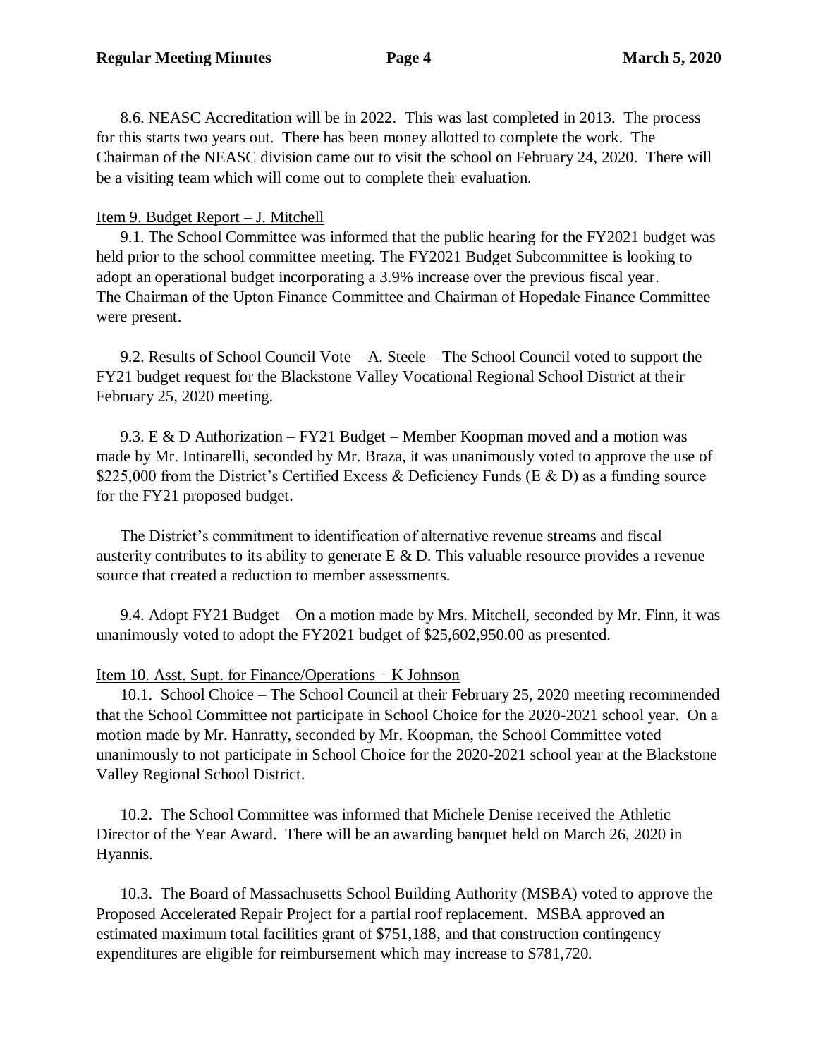8.6. NEASC Accreditation will be in 2022. This was last completed in 2013. The process for this starts two years out. There has been money allotted to complete the work. The Chairman of the NEASC division came out to visit the school on February 24, 2020. There will be a visiting team which will come out to complete their evaluation.

Item 9. Budget Report – J. Mitchell

9.1. The School Committee was informed that the public hearing for the FY2021 budget was held prior to the school committee meeting. The FY2021 Budget Subcommittee is looking to adopt an operational budget incorporating a 3.9% increase over the previous fiscal year. The Chairman of the Upton Finance Committee and Chairman of Hopedale Finance Committee were present.

9.2. Results of School Council Vote – A. Steele – The School Council voted to support the FY21 budget request for the Blackstone Valley Vocational Regional School District at their February 25, 2020 meeting.

9.3. E & D Authorization – FY21 Budget – Member Koopman moved and a motion was made by Mr. Intinarelli, seconded by Mr. Braza, it was unanimously voted to approve the use of $225,000 from the District's Certified Excess & Deficiency Funds (E & D) as a funding source for the FY21 proposed budget.

The District's commitment to identification of alternative revenue streams and fiscal austerity contributes to its ability to generate E & D. This valuable resource provides a revenue source that created a reduction to member assessments.

9.4. Adopt FY21 Budget – On a motion made by Mrs. Mitchell, seconded by Mr. Finn, it was unanimously voted to adopt the FY2021 budget of $25,602,950.00 as presented.

Item 10. Asst. Supt. for Finance/Operations – K Johnson

10.1. School Choice – The School Council at their February 25, 2020 meeting recommended that the School Committee not participate in School Choice for the 2020-2021 school year. On a motion made by Mr. Hanratty, seconded by Mr. Koopman, the School Committee voted unanimously to not participate in School Choice for the 2020-2021 school year at the Blackstone Valley Regional School District.

10.2. The School Committee was informed that Michele Denise received the Athletic Director of the Year Award. There will be an awarding banquet held on March 26, 2020 in Hyannis.

10.3. The Board of Massachusetts School Building Authority (MSBA) voted to approve the Proposed Accelerated Repair Project for a partial roof replacement. MSBA approved an estimated maximum total facilities grant of $751,188, and that construction contingency expenditures are eligible for reimbursement which may increase to $781,720.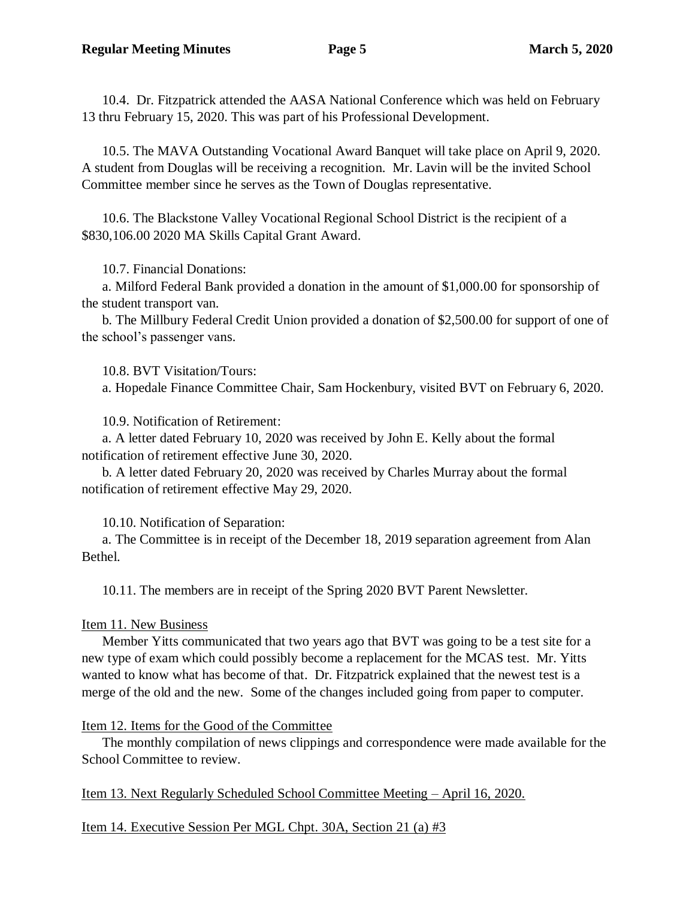10.4. Dr. Fitzpatrick attended the AASA National Conference which was held on February 13 thru February 15, 2020. This was part of his Professional Development.

10.5. The MAVA Outstanding Vocational Award Banquet will take place on April 9, 2020. A student from Douglas will be receiving a recognition. Mr. Lavin will be the invited School Committee member since he serves as the Town of Douglas representative.

10.6. The Blackstone Valley Vocational Regional School District is the recipient of a $830,106.00 2020 MA Skills Capital Grant Award.

10.7. Financial Donations:

a. Milford Federal Bank provided a donation in the amount of $1,000.00 for sponsorship of the student transport van.

b. The Millbury Federal Credit Union provided a donation of $2,500.00 for support of one of the school's passenger vans.

10.8. BVT Visitation/Tours:

a. Hopedale Finance Committee Chair, Sam Hockenbury, visited BVT on February 6, 2020.

10.9. Notification of Retirement:

a. A letter dated February 10, 2020 was received by John E. Kelly about the formal notification of retirement effective June 30, 2020.

b. A letter dated February 20, 2020 was received by Charles Murray about the formal notification of retirement effective May 29, 2020.

10.10. Notification of Separation:

a. The Committee is in receipt of the December 18, 2019 separation agreement from Alan Bethel.

10.11. The members are in receipt of the Spring 2020 BVT Parent Newsletter.

Item 11. New Business

Member Yitts communicated that two years ago that BVT was going to be a test site for a new type of exam which could possibly become a replacement for the MCAS test. Mr. Yitts wanted to know what has become of that. Dr. Fitzpatrick explained that the newest test is a merge of the old and the new. Some of the changes included going from paper to computer.

Item 12. Items for the Good of the Committee

The monthly compilation of news clippings and correspondence were made available for the School Committee to review.

Item 13. Next Regularly Scheduled School Committee Meeting – April 16, 2020.

Item 14. Executive Session Per MGL Chpt. 30A, Section 21 (a) #3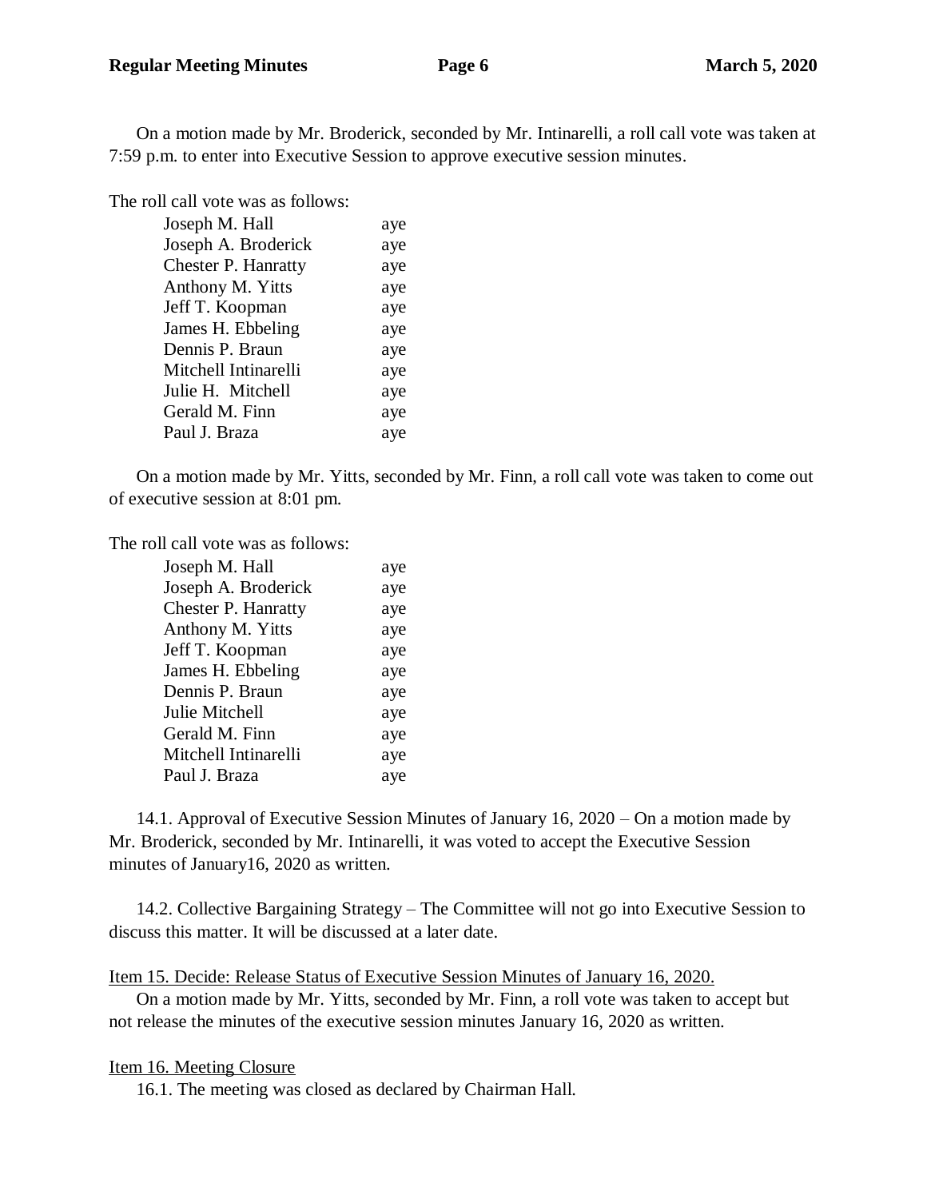On a motion made by Mr. Broderick, seconded by Mr. Intinarelli, a roll call vote was taken at 7:59 p.m. to enter into Executive Session to approve executive session minutes.

The roll call vote was as follows:

| | |
|---|---|
| Joseph M. Hall | aye |
| Joseph A. Broderick | aye |
| Chester P. Hanratty | aye |
| Anthony M. Yitts | aye |
| Jeff T. Koopman | aye |
| James H. Ebbeling | aye |
| Dennis P. Braun | aye |
| Mitchell Intinarelli | aye |
| Julie H. Mitchell | aye |
| Gerald M. Finn | aye |
| Paul J. Braza | aye |

On a motion made by Mr. Yitts, seconded by Mr. Finn, a roll call vote was taken to come out of executive session at 8:01 pm.

The roll call vote was as follows:

| | |
|---|---|
| Joseph M. Hall | aye |
| Joseph A. Broderick | aye |
| Chester P. Hanratty | aye |
| Anthony M. Yitts | aye |
| Jeff T. Koopman | aye |
| James H. Ebbeling | aye |
| Dennis P. Braun | aye |
| Julie Mitchell | aye |
| Gerald M. Finn | aye |
| Mitchell Intinarelli | aye |
| Paul J. Braza | aye |

14.1. Approval of Executive Session Minutes of January 16, 2020 – On a motion made by Mr. Broderick, seconded by Mr. Intinarelli, it was voted to accept the Executive Session minutes of January16, 2020 as written.

14.2. Collective Bargaining Strategy – The Committee will not go into Executive Session to discuss this matter. It will be discussed at a later date.

Item 15. Decide: Release Status of Executive Session Minutes of January 16, 2020.

On a motion made by Mr. Yitts, seconded by Mr. Finn, a roll vote was taken to accept but not release the minutes of the executive session minutes January 16, 2020 as written.

Item 16. Meeting Closure

16.1. The meeting was closed as declared by Chairman Hall.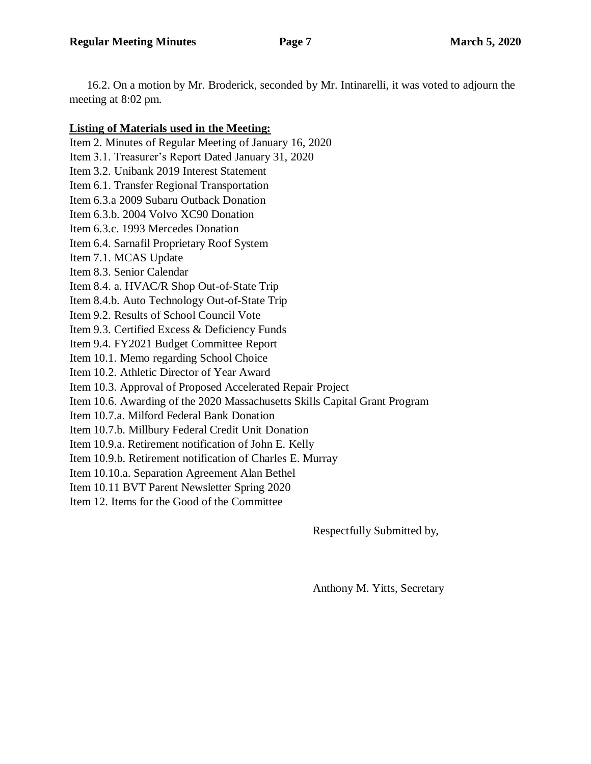16.2. On a motion by Mr. Broderick, seconded by Mr. Intinarelli, it was voted to adjourn the meeting at 8:02 pm.

**Listing of Materials used in the Meeting:**

Item 2. Minutes of Regular Meeting of January 16, 2020
Item 3.1. Treasurer's Report Dated January 31, 2020
Item 3.2. Unibank 2019 Interest Statement
Item 6.1. Transfer Regional Transportation
Item 6.3.a 2009 Subaru Outback Donation
Item 6.3.b. 2004 Volvo XC90 Donation
Item 6.3.c. 1993 Mercedes Donation
Item 6.4. Sarnafil Proprietary Roof System
Item 7.1. MCAS Update
Item 8.3. Senior Calendar
Item 8.4. a. HVAC/R Shop Out-of-State Trip
Item 8.4.b. Auto Technology Out-of-State Trip
Item 9.2. Results of School Council Vote
Item 9.3. Certified Excess & Deficiency Funds
Item 9.4. FY2021 Budget Committee Report
Item 10.1. Memo regarding School Choice
Item 10.2. Athletic Director of Year Award
Item 10.3. Approval of Proposed Accelerated Repair Project
Item 10.6. Awarding of the 2020 Massachusetts Skills Capital Grant Program
Item 10.7.a. Milford Federal Bank Donation
Item 10.7.b. Millbury Federal Credit Unit Donation
Item 10.9.a. Retirement notification of John E. Kelly
Item 10.9.b. Retirement notification of Charles E. Murray
Item 10.10.a. Separation Agreement Alan Bethel
Item 10.11 BVT Parent Newsletter Spring 2020
Item 12. Items for the Good of the Committee

Respectfully Submitted by,

Anthony M. Yitts, Secretary